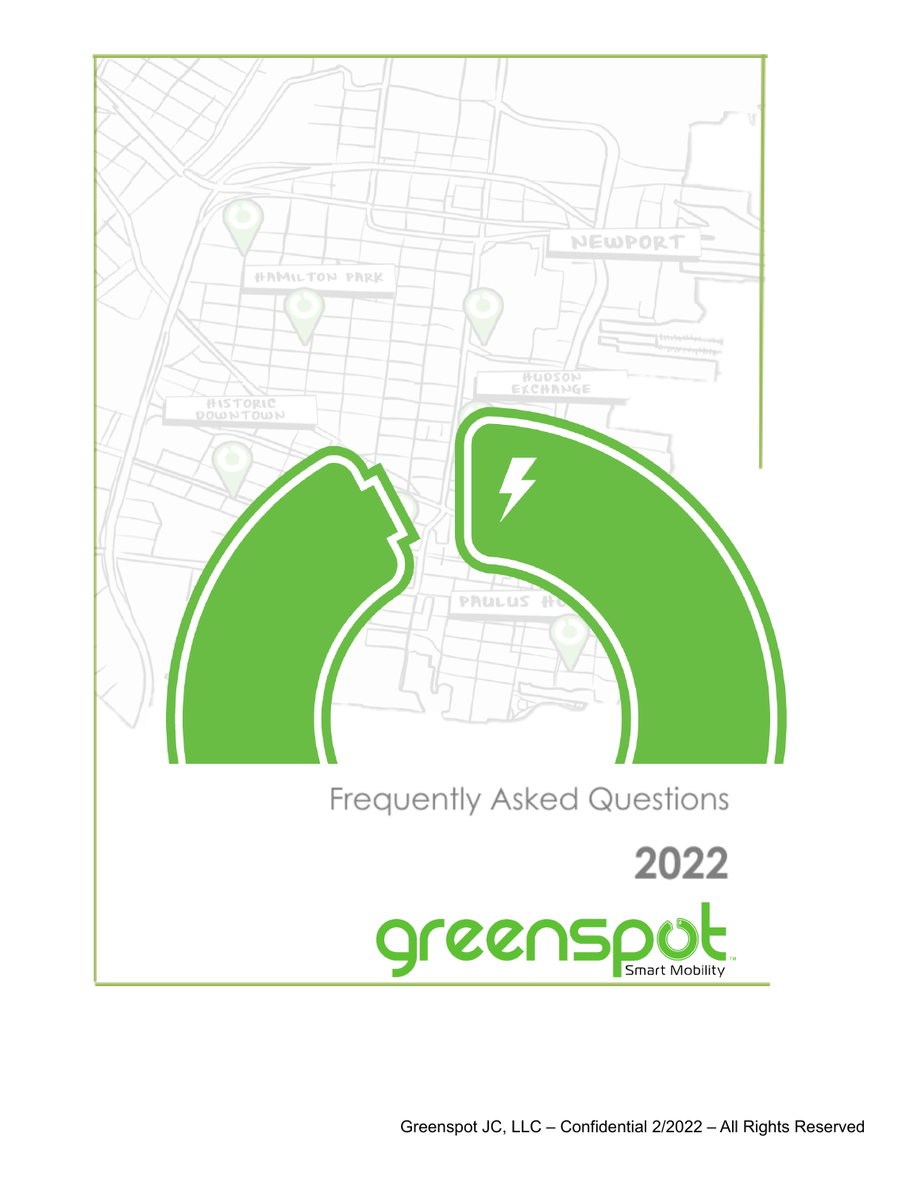# Frequently Asked Questions

## 2022

greenspot Smart Mobility

Greenspot JC, LLC – Confidential 2/2022 – All Rights Reserved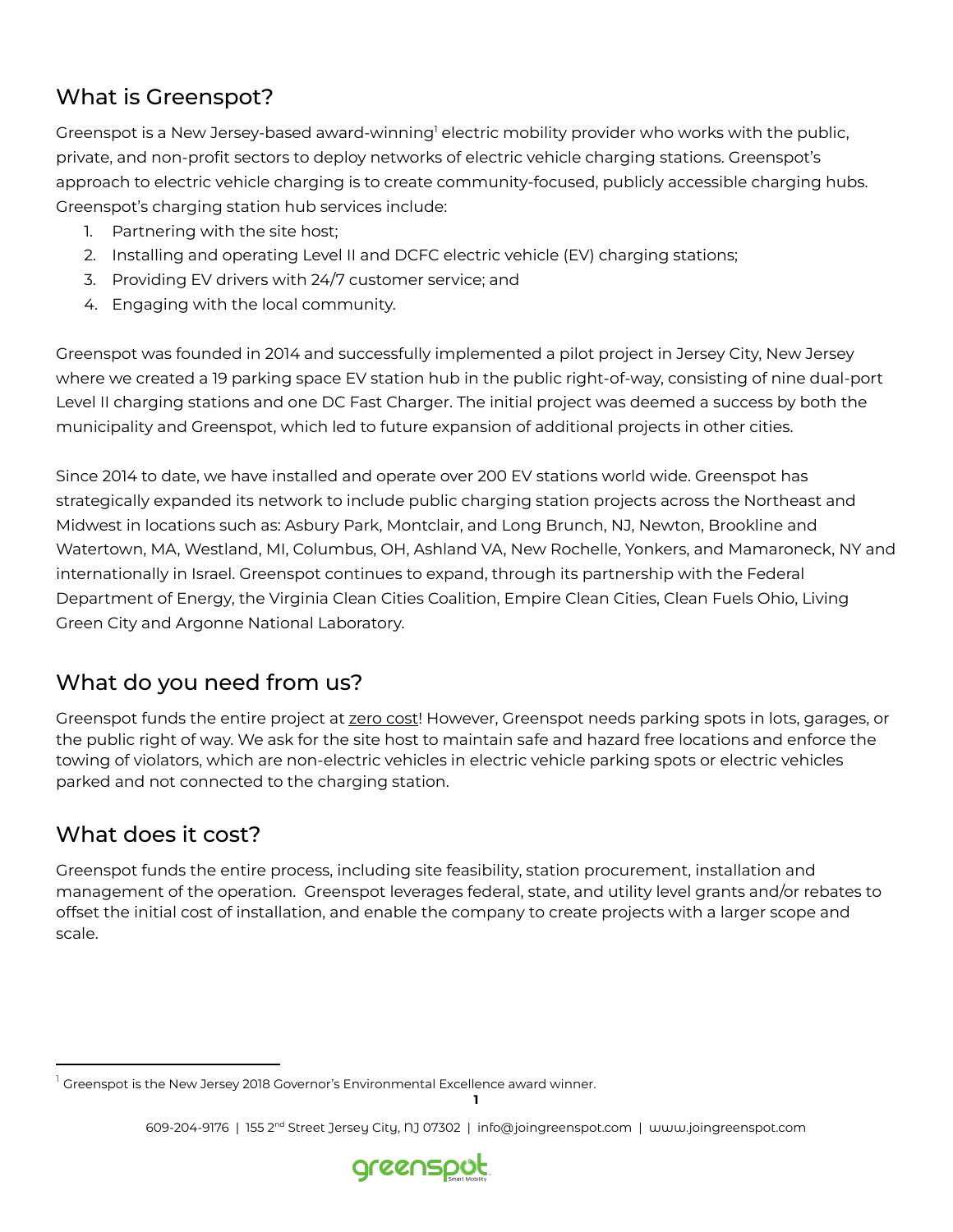## What is Greenspot?

Greenspot is a New Jersey-based award-winning[1] electric mobility provider who works with the public, private, and non-profit sectors to deploy networks of electric vehicle charging stations. Greenspot's approach to electric vehicle charging is to create community-focused, publicly accessible charging hubs. Greenspot's charging station hub services include:

1. Partnering with the site host;
2. Installing and operating Level II and DCFC electric vehicle (EV) charging stations;
3. Providing EV drivers with 24/7 customer service; and
4. Engaging with the local community.

Greenspot was founded in 2014 and successfully implemented a pilot project in Jersey City, New Jersey where we created a 19 parking space EV station hub in the public right-of-way, consisting of nine dual-port Level II charging stations and one DC Fast Charger. The initial project was deemed a success by both the municipality and Greenspot, which led to future expansion of additional projects in other cities.

Since 2014 to date, we have installed and operate over 200 EV stations world wide. Greenspot has strategically expanded its network to include public charging station projects across the Northeast and Midwest in locations such as: Asbury Park, Montclair, and Long Brunch, NJ, Newton, Brookline and Watertown, MA, Westland, MI, Columbus, OH, Ashland VA, New Rochelle, Yonkers, and Mamaroneck, NY and internationally in Israel. Greenspot continues to expand, through its partnership with the Federal Department of Energy, the Virginia Clean Cities Coalition, Empire Clean Cities, Clean Fuels Ohio, Living Green City and Argonne National Laboratory.

## What do you need from us?

Greenspot funds the entire project at zero cost! However, Greenspot needs parking spots in lots, garages, or the public right of way. We ask for the site host to maintain safe and hazard free locations and enforce the towing of violators, which are non-electric vehicles in electric vehicle parking spots or electric vehicles parked and not connected to the charging station.

## What does it cost?

Greenspot funds the entire process, including site feasibility, station procurement, installation and management of the operation. Greenspot leverages federal, state, and utility level grants and/or rebates to offset the initial cost of installation, and enable the company to create projects with a larger scope and scale.

[1] Greenspot is the New Jersey 2018 Governor's Environmental Excellence award winner.

609-204-9176 | 155 2nd Street Jersey City, NJ 07302 | info@joingreenspot.com | www.joingreenspot.com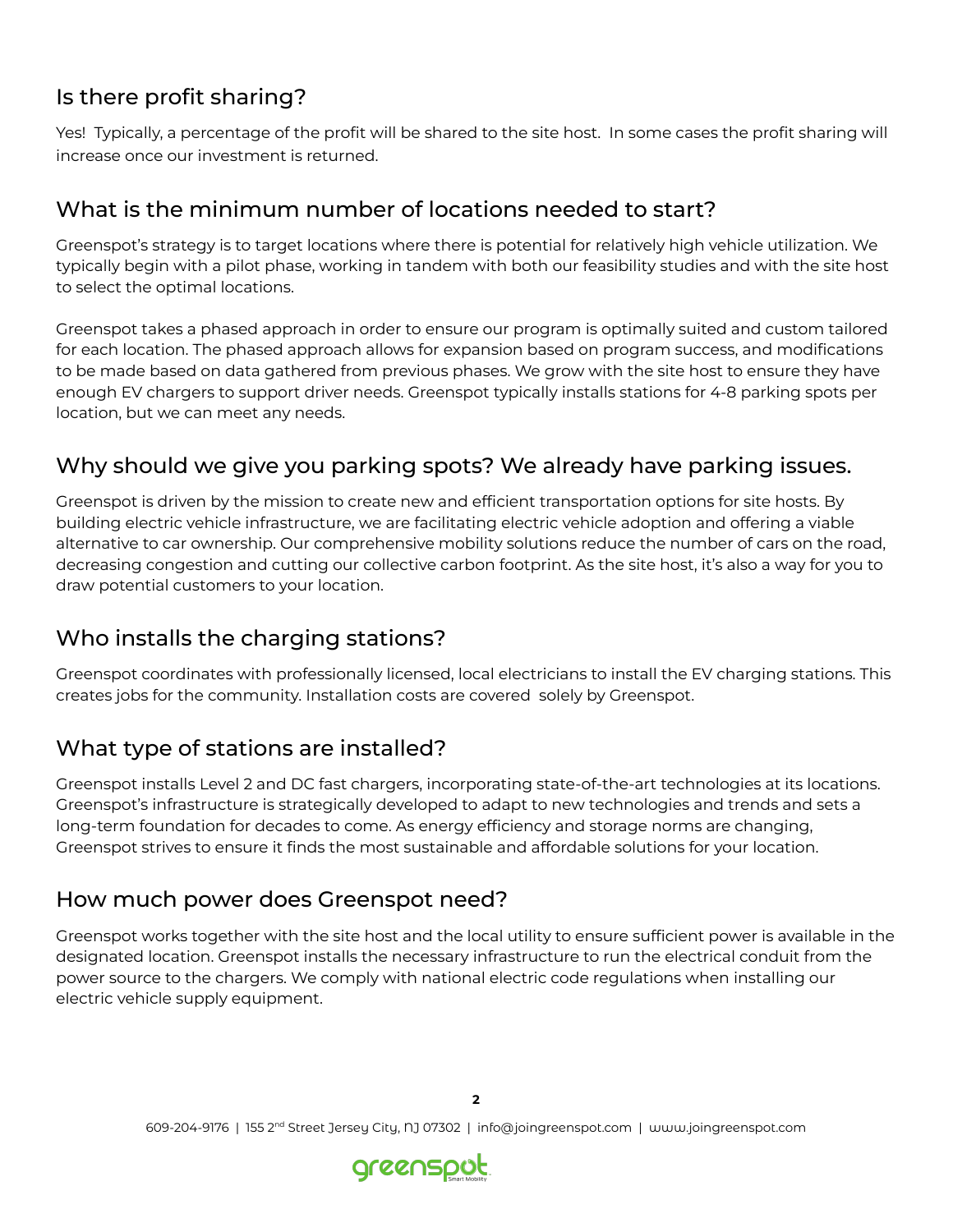## Is there profit sharing?

Yes! Typically, a percentage of the profit will be shared to the site host. In some cases the profit sharing will increase once our investment is returned.

## What is the minimum number of locations needed to start?

Greenspot's strategy is to target locations where there is potential for relatively high vehicle utilization. We typically begin with a pilot phase, working in tandem with both our feasibility studies and with the site host to select the optimal locations.

Greenspot takes a phased approach in order to ensure our program is optimally suited and custom tailored for each location. The phased approach allows for expansion based on program success, and modifications to be made based on data gathered from previous phases. We grow with the site host to ensure they have enough EV chargers to support driver needs. Greenspot typically installs stations for 4-8 parking spots per location, but we can meet any needs.

## Why should we give you parking spots? We already have parking issues.

Greenspot is driven by the mission to create new and efficient transportation options for site hosts. By building electric vehicle infrastructure, we are facilitating electric vehicle adoption and offering a viable alternative to car ownership. Our comprehensive mobility solutions reduce the number of cars on the road, decreasing congestion and cutting our collective carbon footprint. As the site host, it's also a way for you to draw potential customers to your location.

## Who installs the charging stations?

Greenspot coordinates with professionally licensed, local electricians to install the EV charging stations. This creates jobs for the community. Installation costs are covered solely by Greenspot.

## What type of stations are installed?

Greenspot installs Level 2 and DC fast chargers, incorporating state-of-the-art technologies at its locations. Greenspot's infrastructure is strategically developed to adapt to new technologies and trends and sets a long-term foundation for decades to come. As energy efficiency and storage norms are changing, Greenspot strives to ensure it finds the most sustainable and affordable solutions for your location.

## How much power does Greenspot need?

Greenspot works together with the site host and the local utility to ensure sufficient power is available in the designated location. Greenspot installs the necessary infrastructure to run the electrical conduit from the power source to the chargers. We comply with national electric code regulations when installing our electric vehicle supply equipment.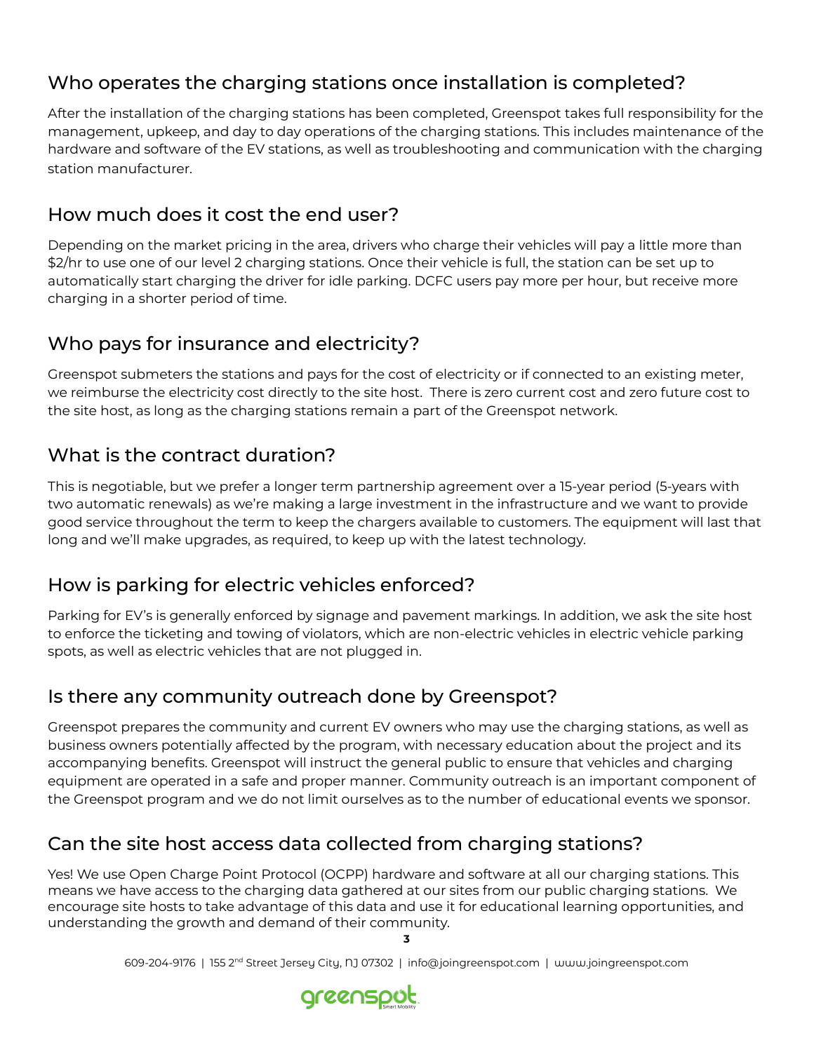## Who operates the charging stations once installation is completed?

After the installation of the charging stations has been completed, Greenspot takes full responsibility for the management, upkeep, and day to day operations of the charging stations. This includes maintenance of the hardware and software of the EV stations, as well as troubleshooting and communication with the charging station manufacturer.

## How much does it cost the end user?

Depending on the market pricing in the area, drivers who charge their vehicles will pay a little more than $2/hr to use one of our level 2 charging stations. Once their vehicle is full, the station can be set up to automatically start charging the driver for idle parking. DCFC users pay more per hour, but receive more charging in a shorter period of time.

## Who pays for insurance and electricity?

Greenspot submeters the stations and pays for the cost of electricity or if connected to an existing meter, we reimburse the electricity cost directly to the site host. There is zero current cost and zero future cost to the site host, as long as the charging stations remain a part of the Greenspot network.

## What is the contract duration?

This is negotiable, but we prefer a longer term partnership agreement over a 15-year period (5-years with two automatic renewals) as we're making a large investment in the infrastructure and we want to provide good service throughout the term to keep the chargers available to customers. The equipment will last that long and we'll make upgrades, as required, to keep up with the latest technology.

## How is parking for electric vehicles enforced?

Parking for EV's is generally enforced by signage and pavement markings. In addition, we ask the site host to enforce the ticketing and towing of violators, which are non-electric vehicles in electric vehicle parking spots, as well as electric vehicles that are not plugged in.

## Is there any community outreach done by Greenspot?

Greenspot prepares the community and current EV owners who may use the charging stations, as well as business owners potentially affected by the program, with necessary education about the project and its accompanying benefits. Greenspot will instruct the general public to ensure that vehicles and charging equipment are operated in a safe and proper manner. Community outreach is an important component of the Greenspot program and we do not limit ourselves as to the number of educational events we sponsor.

## Can the site host access data collected from charging stations?

Yes! We use Open Charge Point Protocol (OCPP) hardware and software at all our charging stations. This means we have access to the charging data gathered at our sites from our public charging stations. We encourage site hosts to take advantage of this data and use it for educational learning opportunities, and understanding the growth and demand of their community.

609-204-9176 | 155 2nd Street Jersey City, NJ 07302 | info@joingreenspot.com | www.joingreenspot.com